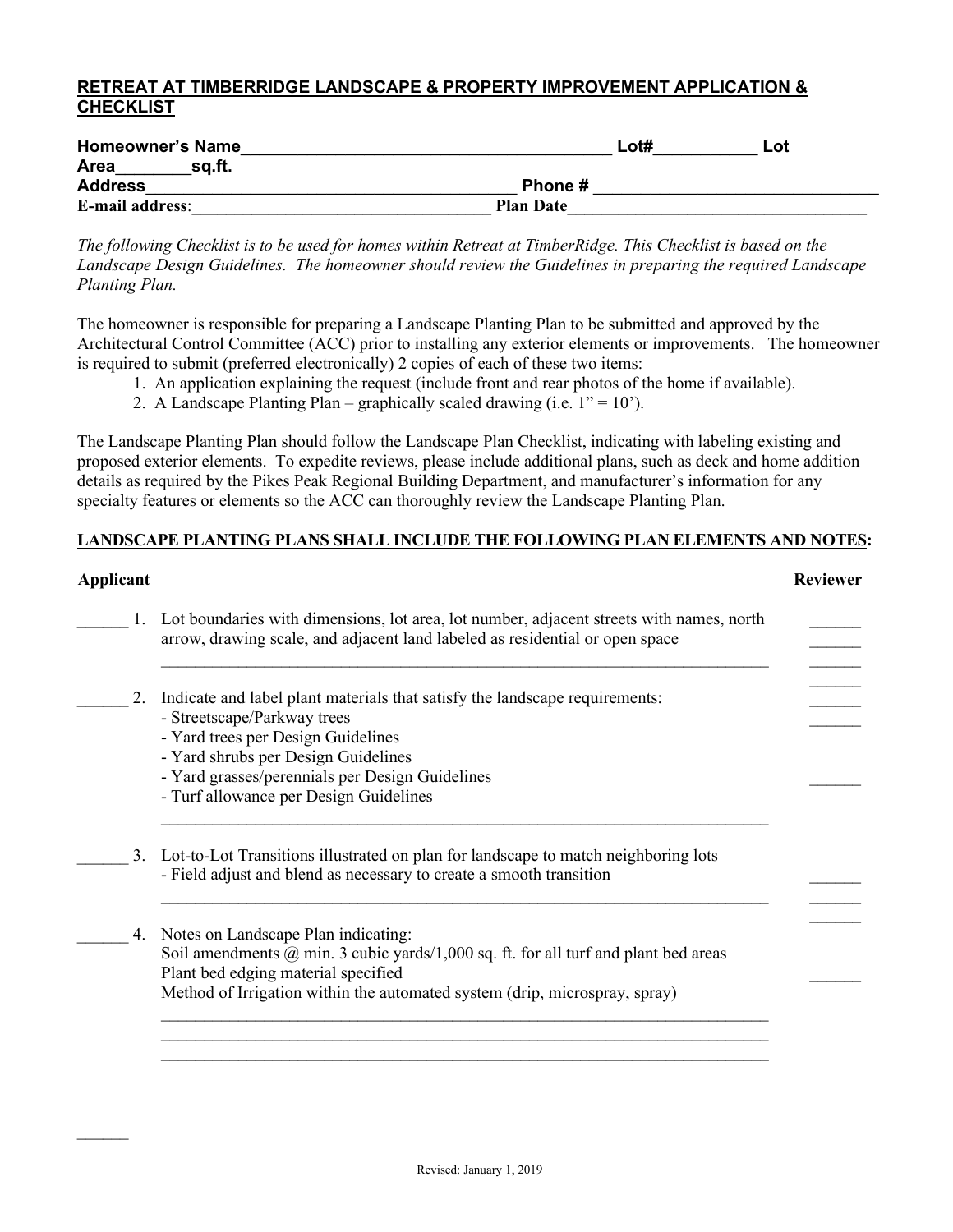## RETREAT AT TIMBERRIDGE LANDSCAPE & PROPERTY IMPROVEMENT APPLICATION & CHECKLIST

**Homeowner's Name**________________________________________ **Lot#**___________ **Lot Area**________**sq.ft.**

**Address**________________________________________ **Phone #** ______________________________

**E-mail address**:___________________________________ **Plan Date**___________________________________

*The following Checklist is to be used for homes within Retreat at TimberRidge. This Checklist is based on the Landscape Design Guidelines. The homeowner should review the Guidelines in preparing the required Landscape Planting Plan.*

The homeowner is responsible for preparing a Landscape Planting Plan to be submitted and approved by the Architectural Control Committee (ACC) prior to installing any exterior elements or improvements. The homeowner is required to submit (preferred electronically) 2 copies of each of these two items:

1. An application explaining the request (include front and rear photos of the home if available).
2. A Landscape Planting Plan – graphically scaled drawing (i.e. 1" = 10').

The Landscape Planting Plan should follow the Landscape Plan Checklist, indicating with labeling existing and proposed exterior elements. To expedite reviews, please include additional plans, such as deck and home addition details as required by the Pikes Peak Regional Building Department, and manufacturer's information for any specialty features or elements so the ACC can thoroughly review the Landscape Planting Plan.

### LANDSCAPE PLANTING PLANS SHALL INCLUDE THE FOLLOWING PLAN ELEMENTS AND NOTES:

**Applicant** **Reviewer**

______ 1. Lot boundaries with dimensions, lot area, lot number, adjacent streets with names, north arrow, drawing scale, and adjacent land labeled as residential or open space ______ ______ ______

__________________________________________________________________________

______ 2. Indicate and label plant materials that satisfy the landscape requirements: ______ ______ ______
- Streetscape/Parkway trees
- Yard trees per Design Guidelines
- Yard shrubs per Design Guidelines
- Yard grasses/perennials per Design Guidelines ______
- Turf allowance per Design Guidelines

__________________________________________________________________________

______ 3. Lot-to-Lot Transitions illustrated on plan for landscape to match neighboring lots
- Field adjust and blend as necessary to create a smooth transition ______ ______ ______

__________________________________________________________________________

______ 4. Notes on Landscape Plan indicating:
Soil amendments @ min. 3 cubic yards/1,000 sq. ft. for all turf and plant bed areas
Plant bed edging material specified ______
Method of Irrigation within the automated system (drip, microspray, spray)

__________________________________________________________________________
__________________________________________________________________________
__________________________________________________________________________

______

Revised: January 1, 2019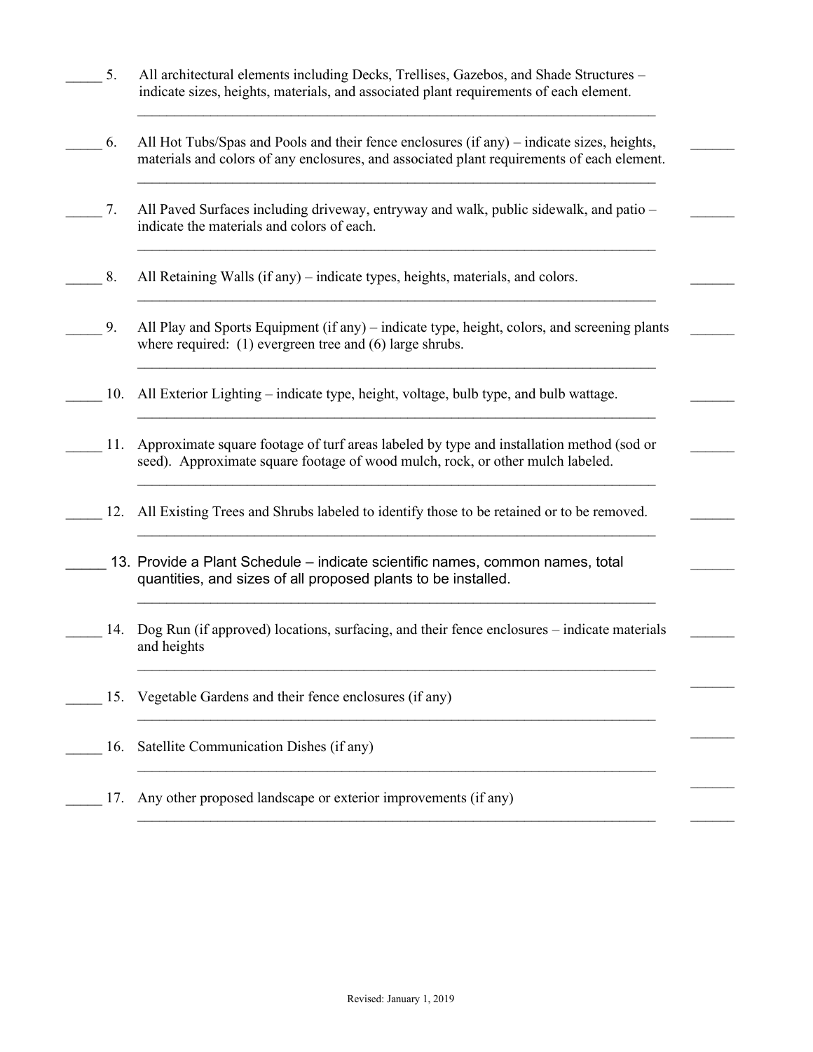_____ 5. All architectural elements including Decks, Trellises, Gazebos, and Shade Structures – indicate sizes, heights, materials, and associated plant requirements of each element.

_____________________________________________________________________________

_____ 6. All Hot Tubs/Spas and Pools and their fence enclosures (if any) – indicate sizes, heights, materials and colors of any enclosures, and associated plant requirements of each element. ______

_____________________________________________________________________________

_____ 7. All Paved Surfaces including driveway, entryway and walk, public sidewalk, and patio – indicate the materials and colors of each. ______

_____________________________________________________________________________

_____ 8. All Retaining Walls (if any) – indicate types, heights, materials, and colors. ______

_____________________________________________________________________________

_____ 9. All Play and Sports Equipment (if any) – indicate type, height, colors, and screening plants where required: (1) evergreen tree and (6) large shrubs. ______

_____________________________________________________________________________

_____ 10. All Exterior Lighting – indicate type, height, voltage, bulb type, and bulb wattage. ______

_____________________________________________________________________________

_____ 11. Approximate square footage of turf areas labeled by type and installation method (sod or seed). Approximate square footage of wood mulch, rock, or other mulch labeled. ______

_____________________________________________________________________________

_____ 12. All Existing Trees and Shrubs labeled to identify those to be retained or to be removed. ______

_____________________________________________________________________________

_____ 13. Provide a Plant Schedule – indicate scientific names, common names, total quantities, and sizes of all proposed plants to be installed. ______

_____________________________________________________________________________

_____ 14. Dog Run (if approved) locations, surfacing, and their fence enclosures – indicate materials and heights ______

_____________________________________________________________________________

_____ 15. Vegetable Gardens and their fence enclosures (if any) ______

_____________________________________________________________________________

_____ 16. Satellite Communication Dishes (if any) ______

_____________________________________________________________________________

_____ 17. Any other proposed landscape or exterior improvements (if any) ______

_____________________________________________________________________________ ______

Revised: January 1, 2019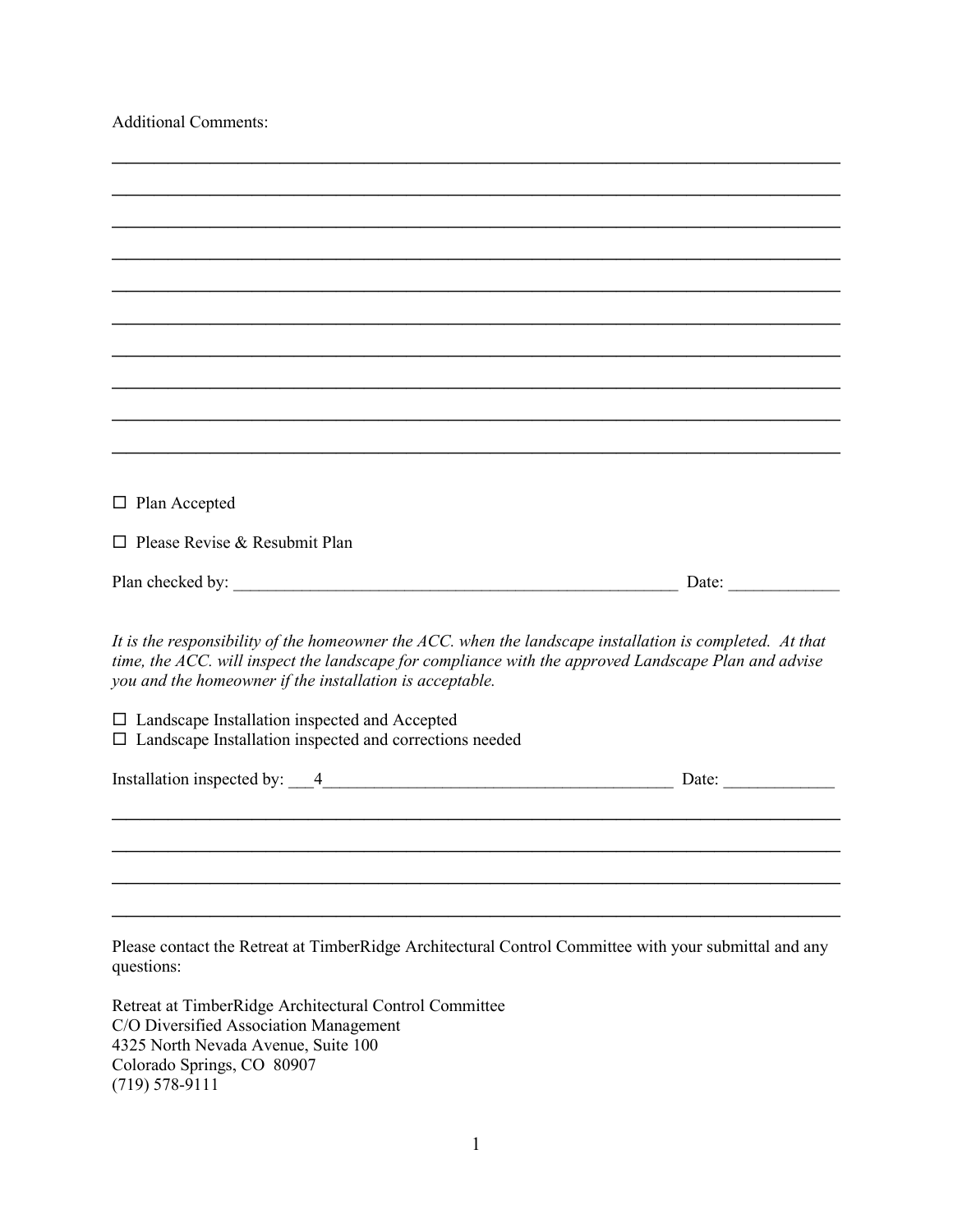Additional Comments:

______________________________________________________________________________

______________________________________________________________________________

______________________________________________________________________________

______________________________________________________________________________

______________________________________________________________________________

______________________________________________________________________________

______________________________________________________________________________

______________________________________________________________________________

______________________________________________________________________________

______________________________________________________________________________

☐ Plan Accepted

☐ Please Revise & Resubmit Plan

Plan checked by: _______________________________________________________ Date: _____________

*It is the responsibility of the homeowner the ACC. when the landscape installation is completed. At that time, the ACC. will inspect the landscape for compliance with the approved Landscape Plan and advise you and the homeowner if the installation is acceptable.*

☐ Landscape Installation inspected and Accepted
☐ Landscape Installation inspected and corrections needed

Installation inspected by: ___4__________________________________________ Date: _____________

______________________________________________________________________________

______________________________________________________________________________

______________________________________________________________________________

______________________________________________________________________________

Please contact the Retreat at TimberRidge Architectural Control Committee with your submittal and any questions:

Retreat at TimberRidge Architectural Control Committee
C/O Diversified Association Management
4325 North Nevada Avenue, Suite 100
Colorado Springs, CO 80907
(719) 578-9111